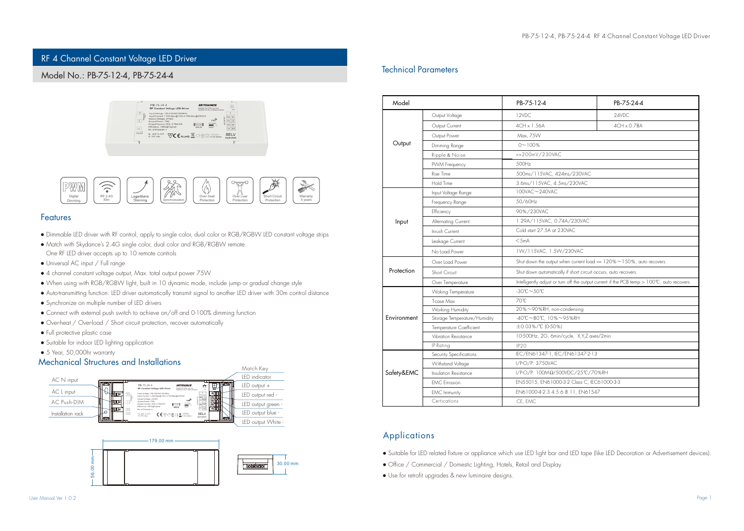# RF 4 Channel Constant Voltage LED Driver

## Model No.: PB-75-12-4, PB-75-24-4

Digital Dimming | RF 2.4G 30m | Logarithmic Dimming | Synchronization | Over-heat Protection | Over Load Protection | Short Circuit Protection | Warranty 5 years

## Features

- Dimmable LED driver with RF control, apply to single color, dual color or RGB/RGBW LED constant voltage strips
- Match with Skydance's 2.4G single color, dual color and RGB/RGBW remote. One RF LED driver accepts up to 10 remote controls
- Universal AC input / Full range
- 4 channel constant voltage output, Max. total output power 75W
- When using with RGB/RGBW light, built in 10 dynamic mode, include jump or gradual change style
- Auto-transmitting function: LED driver automatically transmit signal to another LED driver with 30m control distance
- Synchronize on multiple number of LED drivers
- Connect with external push switch to achieve on/off and 0-100% dimming function
- Over-heat / Over-load / Short circuit protection, recover automatically
- Full protective plastic case
- Suitable for indoor LED lighting application
- 5 Year, 50,000hr warranty

## Mechanical Structures and Installations

AC N input
AC L input
AC Push-DIM
Installation rack

Match Key
LED indicator
LED output +
LED output red -
LED output green -
LED output blue -
LED output White -

179.00 mm
56.00 mm
30.00 mm

## Technical Parameters

| Model | | PB-75-12-4 | PB-75-24-4 |
|---|---|---|---|
| Output | Output Voltage | 12VDC | 24VDC |
| | Output Current | 4CH x 1.56A | 4CH x 0.78A |
| | Output Power | Max. 75W | |
| | Dimming Range | 0~100% | |
| | Ripple & Noise | <=200mV/230VAC | |
| | PWM Frequency | 500Hz | |
| | Rise Time | 500ms/115VAC, 424ms/230VAC | |
| | Hold Time | 3.6ms/115VAC, 4.5ms/230VAC | |
| Input | Input Voltage Range | 100VAC~240VAC | |
| | Frequency Range | 50/60Hz | |
| | Efficiency | 90%/230VAC | |
| | Alternating Current | 1.29A/115VAC, 0.74A/230VAC | |
| | Inrush Current | Cold start 27.5A at 230VAC | |
| | Leakage Current | <5mA | |
| | No Load Power | 1W/115VAC, 1.5W/230VAC | |
| Protection | Over Load Power | Shut down the output when current load >= 120%~150%, auto recovers. | |
| | Short Circuit | Shut down automatically if short circuit occurs, auto recovers. | |
| | Over Temperature | Intelligently adjust or turn off the output current if the PCB temp > 100℃, auto recovers. | |
| Environment | Woking Temperature | -30℃~50℃ | |
| | T-case Max | 70℃ | |
| | Working Humidity | 20%~90%RH, non-condensing | |
| | Storage Temperature/Humidity | -40℃~80℃, 10%~95%RH | |
| | Temperature Coefficient | ±0.03%/℃ (0-50%) | |
| | Vibration Resistance | 10-500Hz, 2G, 6min/cycle, X,Y,Z axes/2min | |
| | IP Rating | IP20 | |
| Safety&EMC | Security Specifications | IEC/EN61347-1, IEC/EN61347-2-13 | |
| | Withstand Voltage | I/P-O/P: 3750VAC | |
| | Insulation Resistance | I/P-O/P: 100MΩ/500VDC/25℃/70%RH | |
| | EMC Emission | EN55015, EN61000-3-2 Class C, IEC61000-3-3 | |
| | EMC Immunity | EN61000-4-2,3,4,5,6,8,11, EN61547 | |
| | Certications | CE, EMC | |

## Applications

- Suitable for LED related fixture or appliance which use LED light bar and LED tape (like LED Decoration or Advertisement devices).
- Office / Commercial / Domestic Lighting, Hotels, Retail and Display.
- Use for retrofit upgrades & new luminaire designs.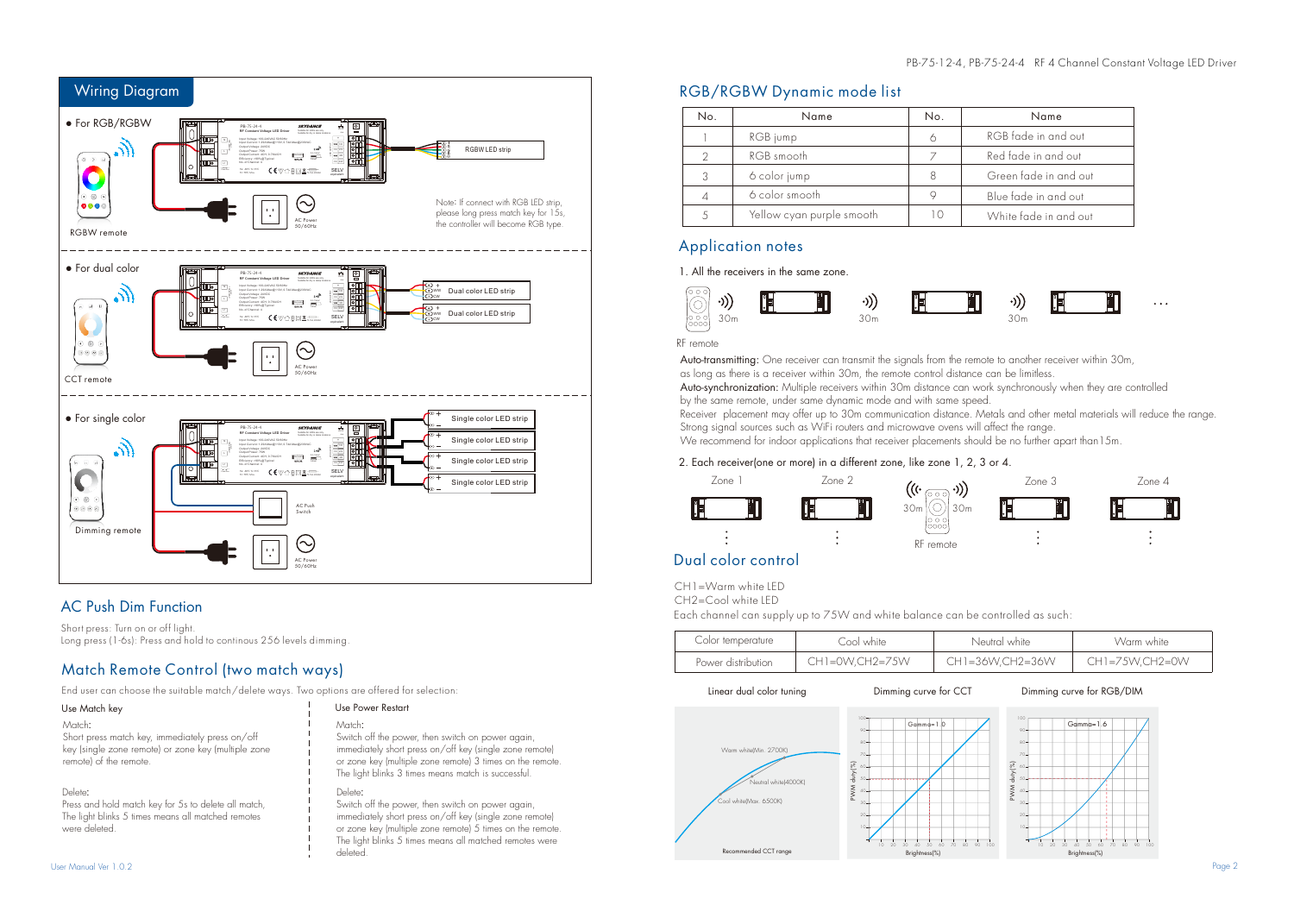## Wiring Diagram

● For RGB/RGBW

RGBW remote

RGBW LED strip

AC Power 50/60Hz

Note: If connect with RGB LED strip, please long press match key for 15s, the controller will become RGB type.

● For dual color

CCT remote

Dual color LED strip

Dual color LED strip

AC Power 50/60Hz

● For single color

Dimming remote

Single color LED strip

Single color LED strip

Single color LED strip

Single color LED strip

AC Push Switch

AC Power 50/60Hz

## AC Push Dim Function

Short press: Turn on or off light.
Long press (1-6s): Press and hold to continous 256 levels dimming.

## Match Remote Control (two match ways)

End user can choose the suitable match/delete ways. Two options are offered for selection:

### Use Match key

Match:
Short press match key, immediately press on/off key (single zone remote) or zone key (multiple zone remote) of the remote.

Delete:
Press and hold match key for 5s to delete all match, The light blinks 5 times means all matched remotes were deleted.

### Use Power Restart

Match:
Switch off the power, then switch on power again, immediately short press on/off key (single zone remote) or zone key (multiple zone remote) 3 times on the remote. The light blinks 3 times means match is successful.

Delete:
Switch off the power, then switch on power again, immediately short press on/off key (single zone remote) or zone key (multiple zone remote) 5 times on the remote. The light blinks 5 times means all matched remotes were deleted.

## RGB/RGBW Dynamic mode list

| No. | Name | No. | Name |
|---|---|---|---|
| 1 | RGB jump | 6 | RGB fade in and out |
| 2 | RGB smooth | 7 | Red fade in and out |
| 3 | 6 color jump | 8 | Green fade in and out |
| 4 | 6 color smooth | 9 | Blue fade in and out |
| 5 | Yellow cyan purple smooth | 10 | White fade in and out |

## Application notes

1. All the receivers in the same zone.

30m 30m 30m

RF remote

Auto-transmitting: One receiver can transmit the signals from the remote to another receiver within 30m, as long as there is a receiver within 30m, the remote control distance can be limitless.
Auto-synchronization: Multiple receivers within 30m distance can work synchronously when they are controlled by the same remote, under same dynamic mode and with same speed.
Receiver placement may offer up to 30m communication distance. Metals and other metal materials will reduce the range. Strong signal sources such as WiFi routers and microwave ovens will affect the range.
We recommend for indoor applications that receiver placements should be no further apart than15m.

2. Each receiver(one or more) in a different zone, like zone 1, 2, 3 or 4.

Zone 1 Zone 2 30m 30m Zone 3 Zone 4

RF remote

## Dual color control

CH1=Warm white LED
CH2=Cool white LED
Each channel can supply up to 75W and white balance can be controlled as such:

| Color temperature | Cool white | Neutral white | Warm white |
|---|---|---|---|
| Power distribution | CH1=0W,CH2=75W | CH1=36W,CH2=36W | CH1=75W,CH2=0W |

Linear dual color tuning

Warm white(Min. 2700K)
Neutral white(4000K)
Cool white(Max. 6500K)
Recommended CCT range

Dimming curve for CCT

Gamma=1.0
PWM duty(%)
Brightness(%)

Dimming curve for RGB/DIM

Gamma=1.6
PWM duty(%)
Brightness(%)

User Manual Ver 1.0.2